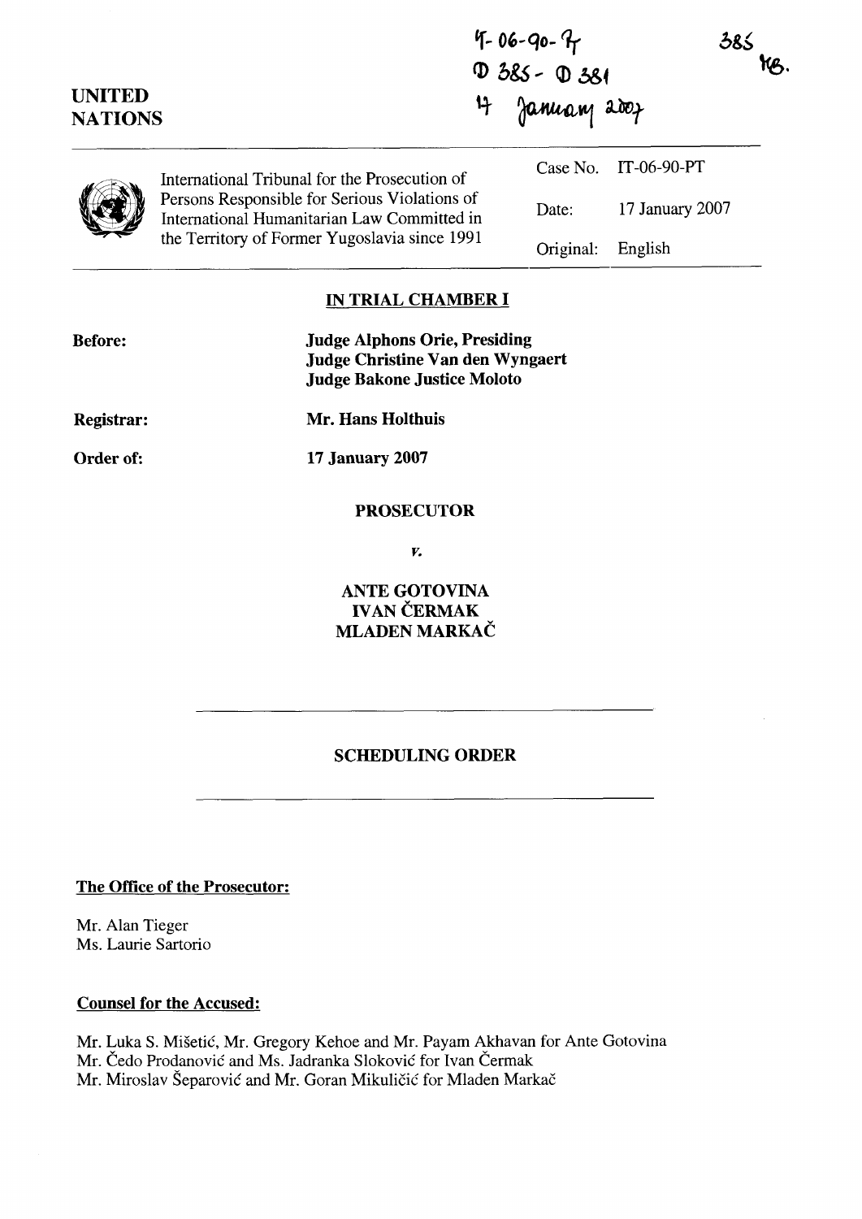IT-06-90-PT
D 385 - D 381
17 January 2007

385
KB.

UNITED NATIONS

International Tribunal for the Prosecution of Persons Responsible for Serious Violations of International Humanitarian Law Committed in the Territory of Former Yugoslavia since 1991

| | |
|---|---|
| Case No. | IT-06-90-PT |
| Date: | 17 January 2007 |
| Original: | English |

**IN TRIAL CHAMBER I**

**Before:** **Judge Alphons Orie, Presiding**
**Judge Christine Van den Wyngaert**
**Judge Bakone Justice Moloto**

**Registrar:** **Mr. Hans Holthuis**

**Order of:** **17 January 2007**

**PROSECUTOR**

*v.*

**ANTE GOTOVINA**
**IVAN ČERMAK**
**MLADEN MARKAČ**

**SCHEDULING ORDER**

**The Office of the Prosecutor:**

Mr. Alan Tieger
Ms. Laurie Sartorio

**Counsel for the Accused:**

Mr. Luka S. Mišetić, Mr. Gregory Kehoe and Mr. Payam Akhavan for Ante Gotovina
Mr. Čedo Prodanović and Ms. Jadranka Sloković for Ivan Čermak
Mr. Miroslav Šeparović and Mr. Goran Mikuličić for Mladen Markač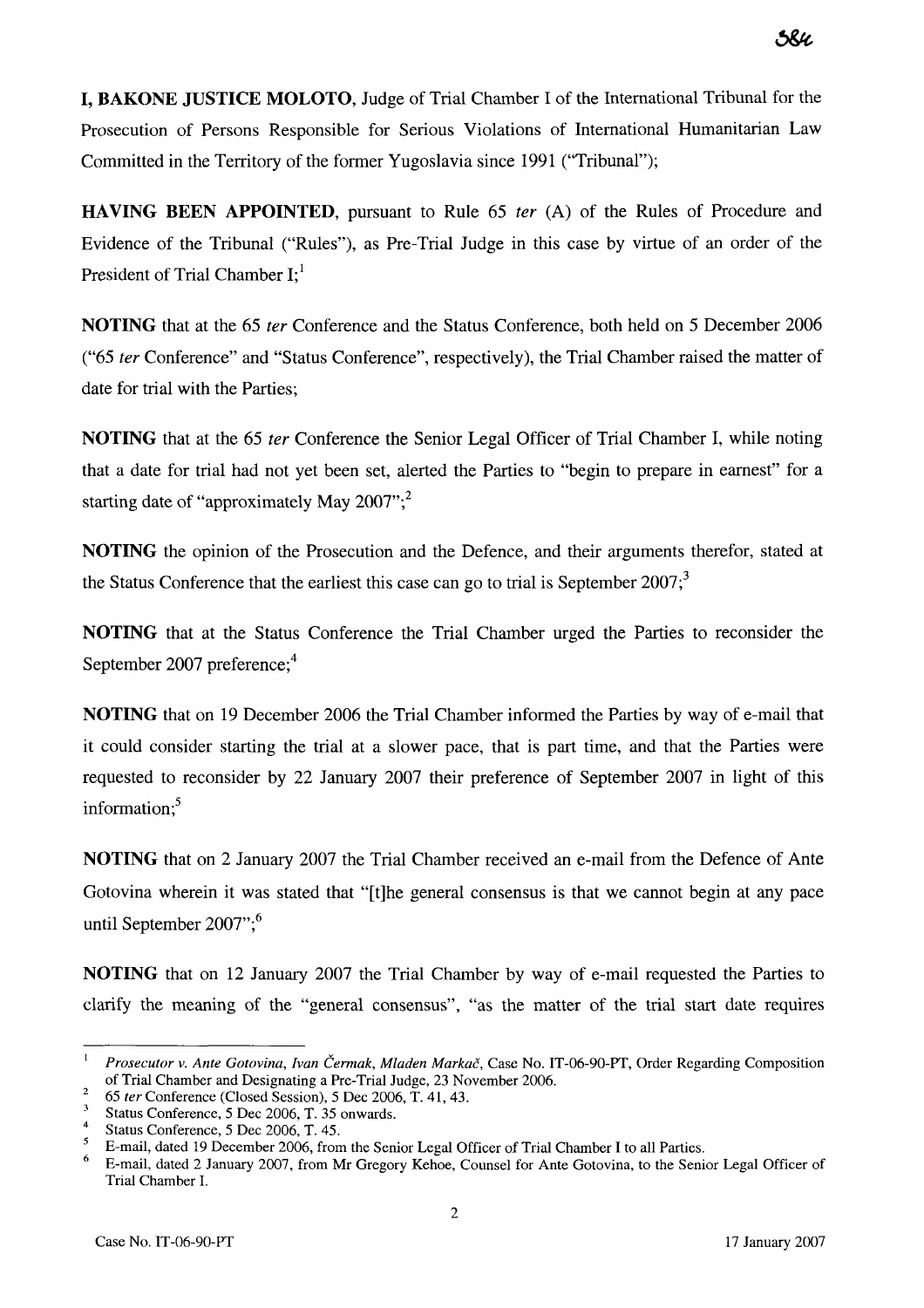**I, BAKONE JUSTICE MOLOTO**, Judge of Trial Chamber I of the International Tribunal for the Prosecution of Persons Responsible for Serious Violations of International Humanitarian Law Committed in the Territory of the former Yugoslavia since 1991 ("Tribunal");

**HAVING BEEN APPOINTED**, pursuant to Rule 65 *ter* (A) of the Rules of Procedure and Evidence of the Tribunal ("Rules"), as Pre-Trial Judge in this case by virtue of an order of the President of Trial Chamber I;[1]

**NOTING** that at the 65 *ter* Conference and the Status Conference, both held on 5 December 2006 ("65 *ter* Conference" and "Status Conference", respectively), the Trial Chamber raised the matter of date for trial with the Parties;

**NOTING** that at the 65 *ter* Conference the Senior Legal Officer of Trial Chamber I, while noting that a date for trial had not yet been set, alerted the Parties to "begin to prepare in earnest" for a starting date of "approximately May 2007";[2]

**NOTING** the opinion of the Prosecution and the Defence, and their arguments therefor, stated at the Status Conference that the earliest this case can go to trial is September 2007;[3]

**NOTING** that at the Status Conference the Trial Chamber urged the Parties to reconsider the September 2007 preference;[4]

**NOTING** that on 19 December 2006 the Trial Chamber informed the Parties by way of e-mail that it could consider starting the trial at a slower pace, that is part time, and that the Parties were requested to reconsider by 22 January 2007 their preference of September 2007 in light of this information;[5]

**NOTING** that on 2 January 2007 the Trial Chamber received an e-mail from the Defence of Ante Gotovina wherein it was stated that "[t]he general consensus is that we cannot begin at any pace until September 2007";[6]

**NOTING** that on 12 January 2007 the Trial Chamber by way of e-mail requested the Parties to clarify the meaning of the "general consensus", "as the matter of the trial start date requires

---

[1] *Prosecutor v. Ante Gotovina, Ivan Čermak, Mladen Markač*, Case No. IT-06-90-PT, Order Regarding Composition of Trial Chamber and Designating a Pre-Trial Judge, 23 November 2006.

[2] 65 *ter* Conference (Closed Session), 5 Dec 2006, T. 41, 43.

[3] Status Conference, 5 Dec 2006, T. 35 onwards.

[4] Status Conference, 5 Dec 2006, T. 45.

[5] E-mail, dated 19 December 2006, from the Senior Legal Officer of Trial Chamber I to all Parties.

[6] E-mail, dated 2 January 2007, from Mr Gregory Kehoe, Counsel for Ante Gotovina, to the Senior Legal Officer of Trial Chamber I.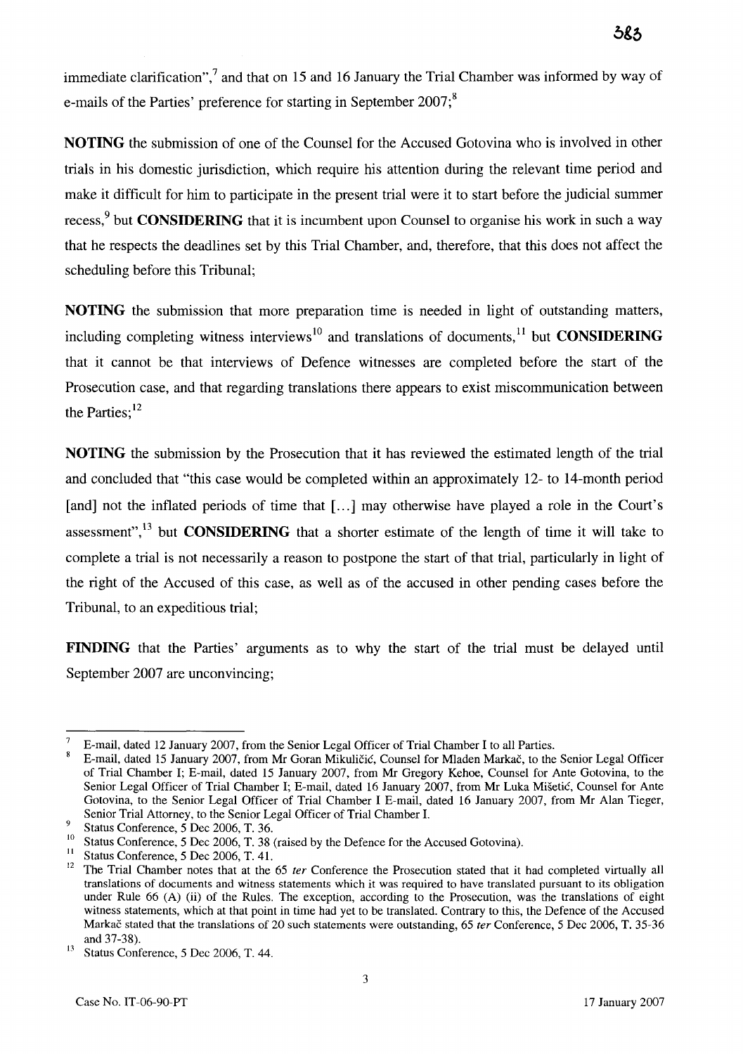immediate clarification",[7] and that on 15 and 16 January the Trial Chamber was informed by way of e-mails of the Parties' preference for starting in September 2007;[8]

**NOTING** the submission of one of the Counsel for the Accused Gotovina who is involved in other trials in his domestic jurisdiction, which require his attention during the relevant time period and make it difficult for him to participate in the present trial were it to start before the judicial summer recess,[9] but **CONSIDERING** that it is incumbent upon Counsel to organise his work in such a way that he respects the deadlines set by this Trial Chamber, and, therefore, that this does not affect the scheduling before this Tribunal;

**NOTING** the submission that more preparation time is needed in light of outstanding matters, including completing witness interviews[10] and translations of documents,[11] but **CONSIDERING** that it cannot be that interviews of Defence witnesses are completed before the start of the Prosecution case, and that regarding translations there appears to exist miscommunication between the Parties;[12]

**NOTING** the submission by the Prosecution that it has reviewed the estimated length of the trial and concluded that "this case would be completed within an approximately 12- to 14-month period [and] not the inflated periods of time that [...] may otherwise have played a role in the Court's assessment",[13] but **CONSIDERING** that a shorter estimate of the length of time it will take to complete a trial is not necessarily a reason to postpone the start of that trial, particularly in light of the right of the Accused of this case, as well as of the accused in other pending cases before the Tribunal, to an expeditious trial;

**FINDING** that the Parties' arguments as to why the start of the trial must be delayed until September 2007 are unconvincing;

---

[7] E-mail, dated 12 January 2007, from the Senior Legal Officer of Trial Chamber I to all Parties.

[8] E-mail, dated 15 January 2007, from Mr Goran Mikuličić, Counsel for Mladen Markač, to the Senior Legal Officer of Trial Chamber I; E-mail, dated 15 January 2007, from Mr Gregory Kehoe, Counsel for Ante Gotovina, to the Senior Legal Officer of Trial Chamber I; E-mail, dated 16 January 2007, from Mr Luka Mišetić, Counsel for Ante Gotovina, to the Senior Legal Officer of Trial Chamber I E-mail, dated 16 January 2007, from Mr Alan Tieger, Senior Trial Attorney, to the Senior Legal Officer of Trial Chamber I.

[9] Status Conference, 5 Dec 2006, T. 36.

[10] Status Conference, 5 Dec 2006, T. 38 (raised by the Defence for the Accused Gotovina).

[11] Status Conference, 5 Dec 2006, T. 41.

[12] The Trial Chamber notes that at the 65 *ter* Conference the Prosecution stated that it had completed virtually all translations of documents and witness statements which it was required to have translated pursuant to its obligation under Rule 66 (A) (ii) of the Rules. The exception, according to the Prosecution, was the translations of eight witness statements, which at that point in time had yet to be translated. Contrary to this, the Defence of the Accused Markač stated that the translations of 20 such statements were outstanding, 65 *ter* Conference, 5 Dec 2006, T. 35-36 and 37-38).

[13] Status Conference, 5 Dec 2006, T. 44.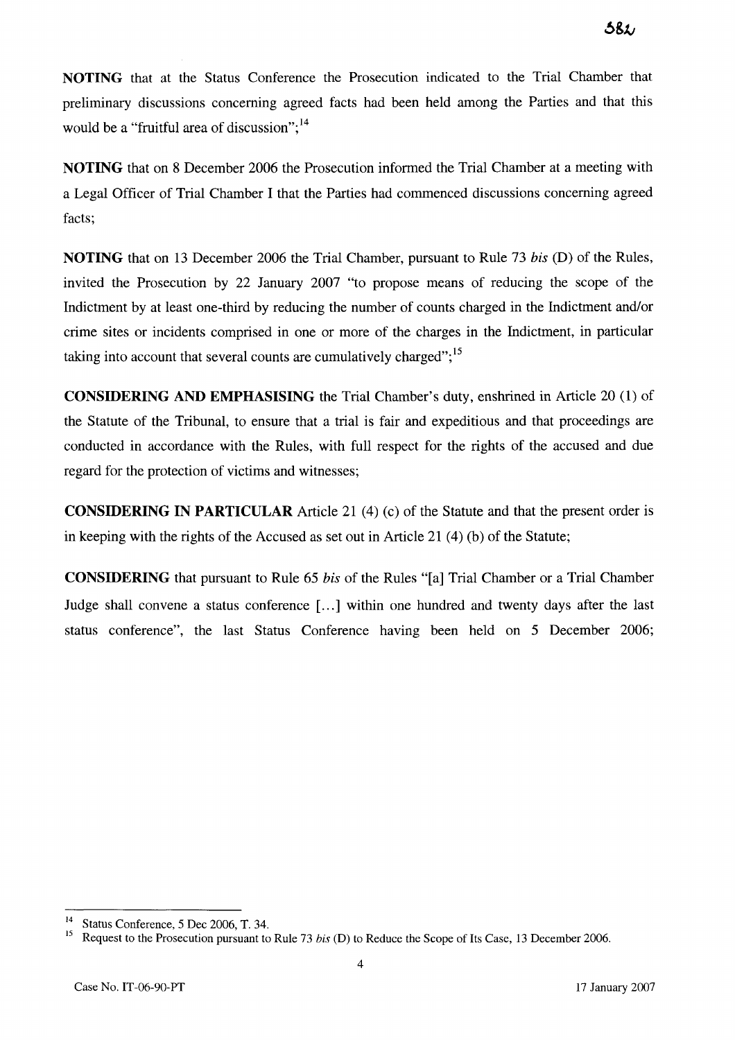**NOTING** that at the Status Conference the Prosecution indicated to the Trial Chamber that preliminary discussions concerning agreed facts had been held among the Parties and that this would be a "fruitful area of discussion";[14]

**NOTING** that on 8 December 2006 the Prosecution informed the Trial Chamber at a meeting with a Legal Officer of Trial Chamber I that the Parties had commenced discussions concerning agreed facts;

**NOTING** that on 13 December 2006 the Trial Chamber, pursuant to Rule 73 *bis* (D) of the Rules, invited the Prosecution by 22 January 2007 "to propose means of reducing the scope of the Indictment by at least one-third by reducing the number of counts charged in the Indictment and/or crime sites or incidents comprised in one or more of the charges in the Indictment, in particular taking into account that several counts are cumulatively charged";[15]

**CONSIDERING AND EMPHASISING** the Trial Chamber's duty, enshrined in Article 20 (1) of the Statute of the Tribunal, to ensure that a trial is fair and expeditious and that proceedings are conducted in accordance with the Rules, with full respect for the rights of the accused and due regard for the protection of victims and witnesses;

**CONSIDERING IN PARTICULAR** Article 21 (4) (c) of the Statute and that the present order is in keeping with the rights of the Accused as set out in Article 21 (4) (b) of the Statute;

**CONSIDERING** that pursuant to Rule 65 *bis* of the Rules "[a] Trial Chamber or a Trial Chamber Judge shall convene a status conference [...] within one hundred and twenty days after the last status conference", the last Status Conference having been held on 5 December 2006;

---

[14] Status Conference, 5 Dec 2006, T. 34.

[15] Request to the Prosecution pursuant to Rule 73 *bis* (D) to Reduce the Scope of Its Case, 13 December 2006.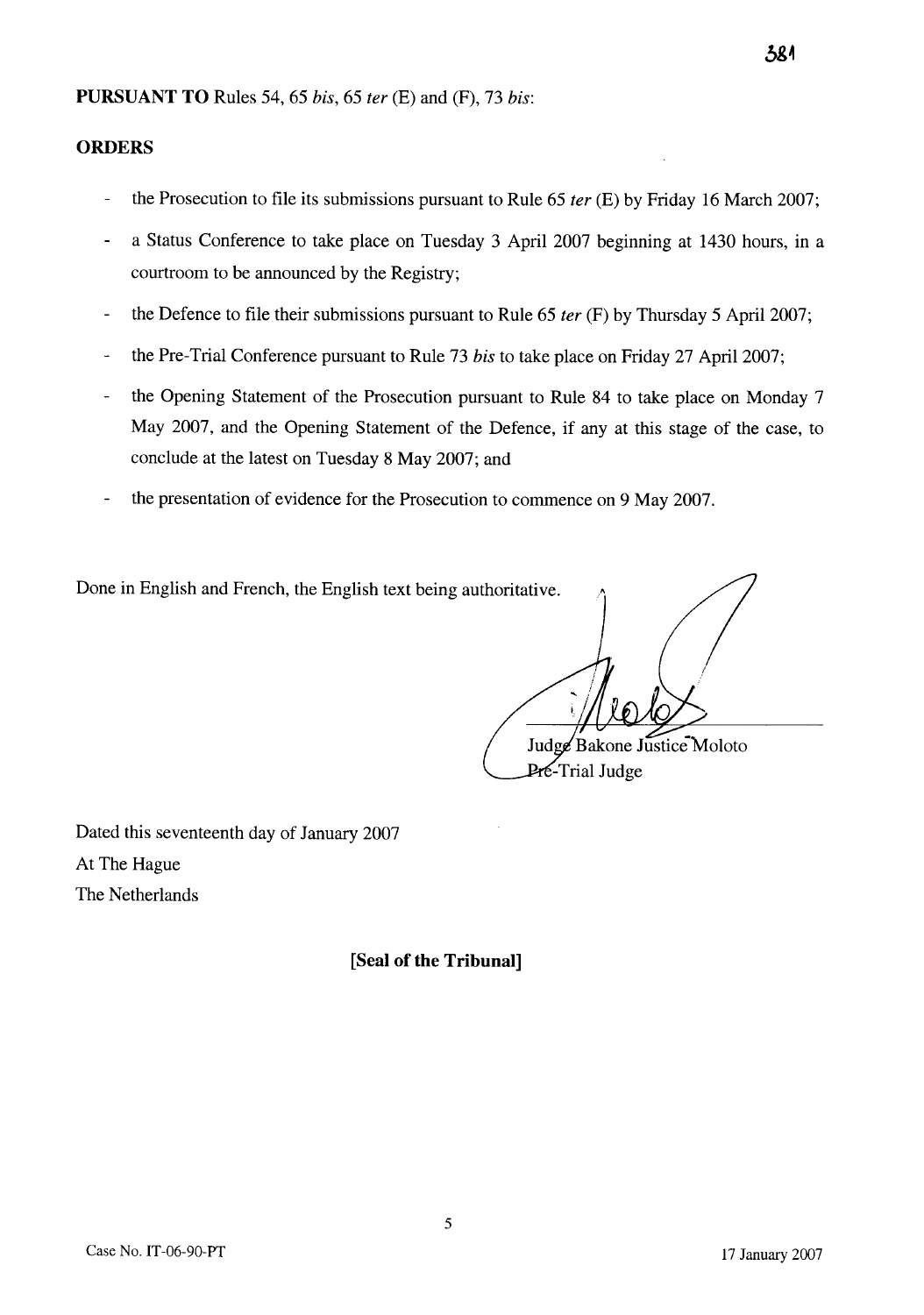**PURSUANT TO** Rules 54, 65 *bis*, 65 *ter* (E) and (F), 73 *bis*:

**ORDERS**

- the Prosecution to file its submissions pursuant to Rule 65 *ter* (E) by Friday 16 March 2007;
- a Status Conference to take place on Tuesday 3 April 2007 beginning at 1430 hours, in a courtroom to be announced by the Registry;
- the Defence to file their submissions pursuant to Rule 65 *ter* (F) by Thursday 5 April 2007;
- the Pre-Trial Conference pursuant to Rule 73 *bis* to take place on Friday 27 April 2007;
- the Opening Statement of the Prosecution pursuant to Rule 84 to take place on Monday 7 May 2007, and the Opening Statement of the Defence, if any at this stage of the case, to conclude at the latest on Tuesday 8 May 2007; and
- the presentation of evidence for the Prosecution to commence on 9 May 2007.

Done in English and French, the English text being authoritative.

Judge Bakone Justice Moloto
Pre-Trial Judge

Dated this seventeenth day of January 2007
At The Hague
The Netherlands

**[Seal of the Tribunal]**